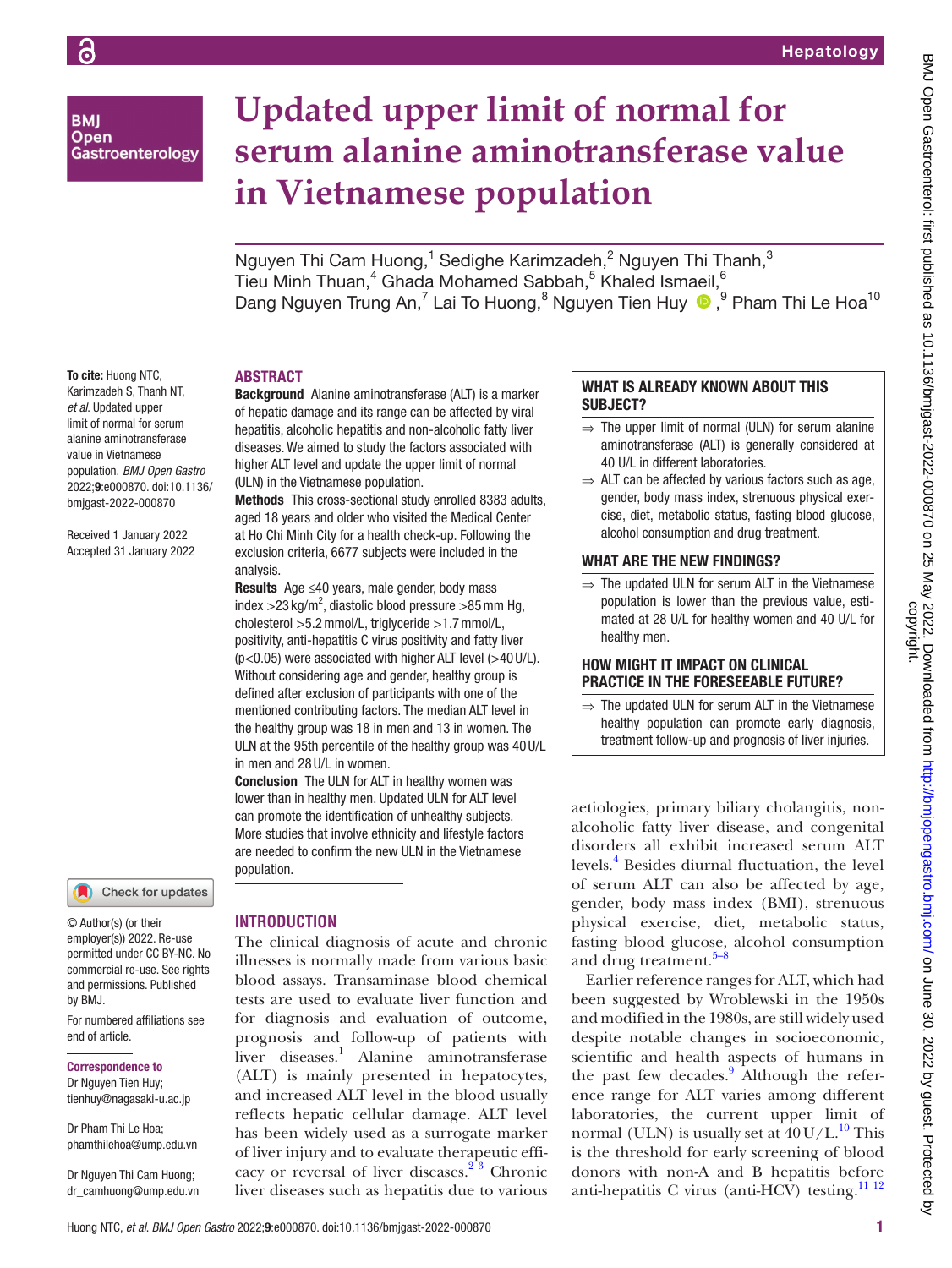# Updated upper limit of normal for serum alanine aminotransferase value in Vietnamese population

Nguyen Thi Cam Huong,[1] Sedighe Karimzadeh,[2] Nguyen Thi Thanh,[3] Tieu Minh Thuan,[4] Ghada Mohamed Sabbah,[5] Khaled Ismaeil,[6] Dang Nguyen Trung An,[7] Lai To Huong,[8] Nguyen Tien Huy,[9] Pham Thi Le Hoa[10]

**To cite:** Huong NTC, Karimzadeh S, Thanh NT, *et al*. Updated upper limit of normal for serum alanine aminotransferase value in Vietnamese population. *BMJ Open Gastro* 2022;**9**:e000870. doi:10.1136/bmjgast-2022-000870

Received 1 January 2022
Accepted 31 January 2022

© Author(s) (or their employer(s)) 2022. Re-use permitted under CC BY-NC. No commercial re-use. See rights and permissions. Published by BMJ.

For numbered affiliations see end of article.

**Correspondence to**
Dr Nguyen Tien Huy; tienhuy@nagasaki-u.ac.jp

Dr Pham Thi Le Hoa; phamthilehoa@ump.edu.vn

Dr Nguyen Thi Cam Huong; dr_camhuong@ump.edu.vn

## ABSTRACT

**Background** Alanine aminotransferase (ALT) is a marker of hepatic damage and its range can be affected by viral hepatitis, alcoholic hepatitis and non-alcoholic fatty liver diseases. We aimed to study the factors associated with higher ALT level and update the upper limit of normal (ULN) in the Vietnamese population.

**Methods** This cross-sectional study enrolled 8383 adults, aged 18 years and older who visited the Medical Center at Ho Chi Minh City for a health check-up. Following the exclusion criteria, 6677 subjects were included in the analysis.

**Results** Age ≤40 years, male gender, body mass index >23 kg/m$^2$, diastolic blood pressure >85 mm Hg, cholesterol >5.2 mmol/L, triglyceride >1.7 mmol/L, positivity, anti-hepatitis C virus positivity and fatty liver ($p<0.05$) were associated with higher ALT level (>40 U/L). Without considering age and gender, healthy group is defined after exclusion of participants with one of the mentioned contributing factors. The median ALT level in the healthy group was 18 in men and 13 in women. The ULN at the 95th percentile of the healthy group was 40 U/L in men and 28 U/L in women.

**Conclusion** The ULN for ALT in healthy women was lower than in healthy men. Updated ULN for ALT level can promote the identification of unhealthy subjects. More studies that involve ethnicity and lifestyle factors are needed to confirm the new ULN in the Vietnamese population.

### WHAT IS ALREADY KNOWN ABOUT THIS SUBJECT?

⇒ The upper limit of normal (ULN) for serum alanine aminotransferase (ALT) is generally considered at 40 U/L in different laboratories.

⇒ ALT can be affected by various factors such as age, gender, body mass index, strenuous physical exercise, diet, metabolic status, fasting blood glucose, alcohol consumption and drug treatment.

### WHAT ARE THE NEW FINDINGS?

⇒ The updated ULN for serum ALT in the Vietnamese population is lower than the previous value, estimated at 28 U/L for healthy women and 40 U/L for healthy men.

### HOW MIGHT IT IMPACT ON CLINICAL PRACTICE IN THE FORESEEABLE FUTURE?

⇒ The updated ULN for serum ALT in the Vietnamese healthy population can promote early diagnosis, treatment follow-up and prognosis of liver injuries.

## INTRODUCTION

The clinical diagnosis of acute and chronic illnesses is normally made from various basic blood assays. Transaminase blood chemical tests are used to evaluate liver function and for diagnosis and evaluation of outcome, prognosis and follow-up of patients with liver diseases.[1] Alanine aminotransferase (ALT) is mainly presented in hepatocytes, and increased ALT level in the blood usually reflects hepatic cellular damage. ALT level has been widely used as a surrogate marker of liver injury and to evaluate therapeutic efficacy or reversal of liver diseases.[2,3] Chronic liver diseases such as hepatitis due to various aetiologies, primary biliary cholangitis, non-alcoholic fatty liver disease, and congenital disorders all exhibit increased serum ALT levels.[4] Besides diurnal fluctuation, the level of serum ALT can also be affected by age, gender, body mass index (BMI), strenuous physical exercise, diet, metabolic status, fasting blood glucose, alcohol consumption and drug treatment.[5–8]

Earlier reference ranges for ALT, which had been suggested by Wroblewski in the 1950s and modified in the 1980s, are still widely used despite notable changes in socioeconomic, scientific and health aspects of humans in the past few decades.[9] Although the reference range for ALT varies among different laboratories, the current upper limit of normal (ULN) is usually set at 40 U/L.[10] This is the threshold for early screening of blood donors with non-A and B hepatitis before anti-hepatitis C virus (anti-HCV) testing.[11,12]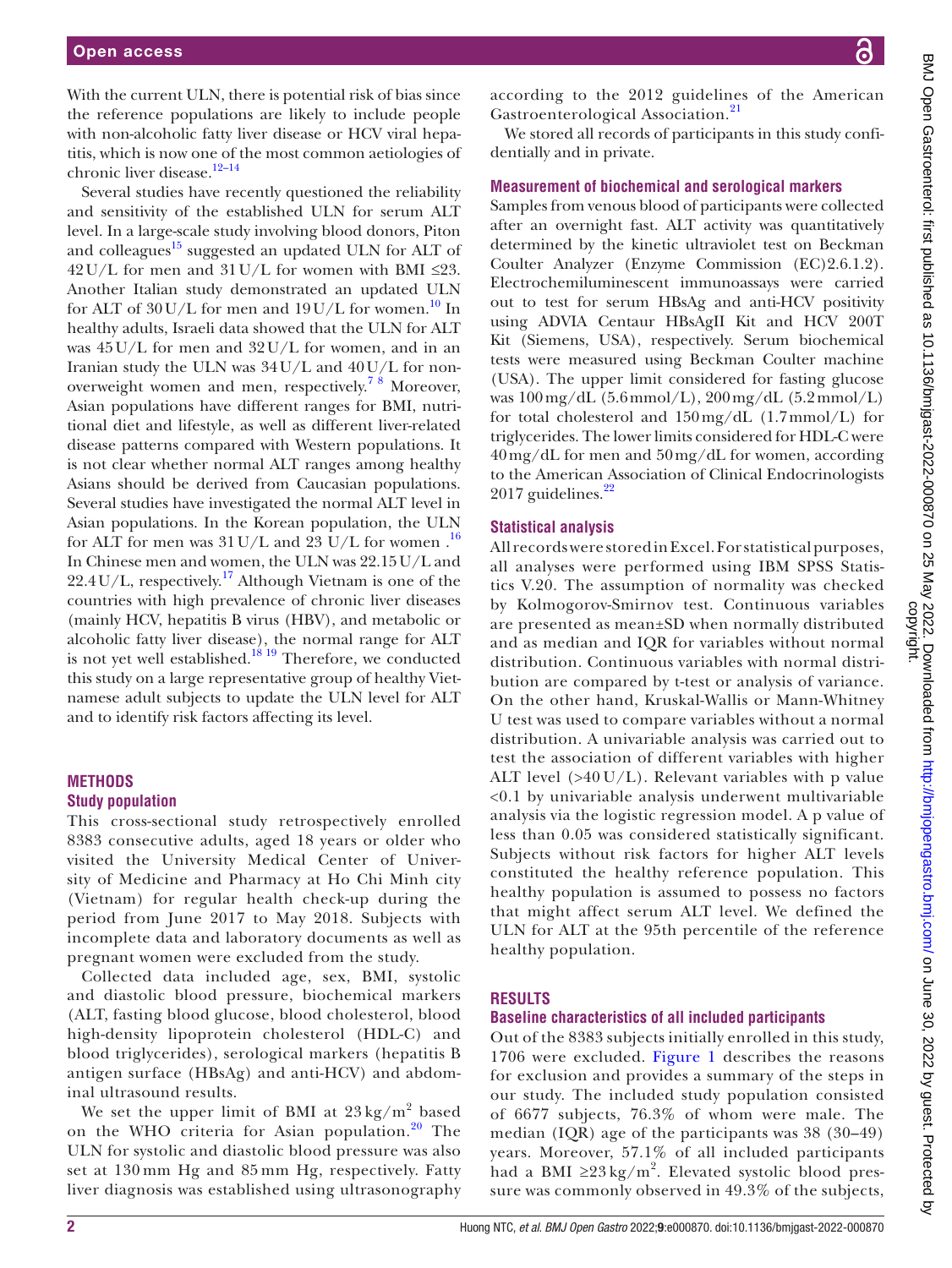With the current ULN, there is potential risk of bias since the reference populations are likely to include people with non-alcoholic fatty liver disease or HCV viral hepatitis, which is now one of the most common aetiologies of chronic liver disease.[12–14]

Several studies have recently questioned the reliability and sensitivity of the established ULN for serum ALT level. In a large-scale study involving blood donors, Piton and colleagues[15] suggested an updated ULN for ALT of 42 U/L for men and 31 U/L for women with BMI ≤23. Another Italian study demonstrated an updated ULN for ALT of 30 U/L for men and 19 U/L for women.[10] In healthy adults, Israeli data showed that the ULN for ALT was 45 U/L for men and 32 U/L for women, and in an Iranian study the ULN was 34 U/L and 40 U/L for non-overweight women and men, respectively.[7 8] Moreover, Asian populations have different ranges for BMI, nutritional diet and lifestyle, as well as different liver-related disease patterns compared with Western populations. It is not clear whether normal ALT ranges among healthy Asians should be derived from Caucasian populations. Several studies have investigated the normal ALT level in Asian populations. In the Korean population, the ULN for ALT for men was 31 U/L and 23 U/L for women .[16] In Chinese men and women, the ULN was 22.15 U/L and 22.4 U/L, respectively.[17] Although Vietnam is one of the countries with high prevalence of chronic liver diseases (mainly HCV, hepatitis B virus (HBV), and metabolic or alcoholic fatty liver disease), the normal range for ALT is not yet well established.[18 19] Therefore, we conducted this study on a large representative group of healthy Vietnamese adult subjects to update the ULN level for ALT and to identify risk factors affecting its level.

## METHODS

### Study population

This cross-sectional study retrospectively enrolled 8383 consecutive adults, aged 18 years or older who visited the University Medical Center of University of Medicine and Pharmacy at Ho Chi Minh city (Vietnam) for regular health check-up during the period from June 2017 to May 2018. Subjects with incomplete data and laboratory documents as well as pregnant women were excluded from the study.

Collected data included age, sex, BMI, systolic and diastolic blood pressure, biochemical markers (ALT, fasting blood glucose, blood cholesterol, blood high-density lipoprotein cholesterol (HDL-C) and blood triglycerides), serological markers (hepatitis B antigen surface (HBsAg) and anti-HCV) and abdominal ultrasound results.

We set the upper limit of BMI at 23 kg/m$^2$ based on the WHO criteria for Asian population.[20] The ULN for systolic and diastolic blood pressure was also set at 130 mm Hg and 85 mm Hg, respectively. Fatty liver diagnosis was established using ultrasonography according to the 2012 guidelines of the American Gastroenterological Association.[21]

We stored all records of participants in this study confidentially and in private.

### Measurement of biochemical and serological markers

Samples from venous blood of participants were collected after an overnight fast. ALT activity was quantitatively determined by the kinetic ultraviolet test on Beckman Coulter Analyzer (Enzyme Commission (EC)2.6.1.2). Electrochemiluminescent immunoassays were carried out to test for serum HBsAg and anti-HCV positivity using ADVIA Centaur HBsAgII Kit and HCV 200T Kit (Siemens, USA), respectively. Serum biochemical tests were measured using Beckman Coulter machine (USA). The upper limit considered for fasting glucose was 100 mg/dL (5.6 mmol/L), 200 mg/dL (5.2 mmol/L) for total cholesterol and 150 mg/dL (1.7 mmol/L) for triglycerides. The lower limits considered for HDL-C were 40 mg/dL for men and 50 mg/dL for women, according to the American Association of Clinical Endocrinologists 2017 guidelines.[22]

### Statistical analysis

All records were stored in Excel. For statistical purposes, all analyses were performed using IBM SPSS Statistics V.20. The assumption of normality was checked by Kolmogorov-Smirnov test. Continuous variables are presented as mean±SD when normally distributed and as median and IQR for variables without normal distribution. Continuous variables with normal distribution are compared by t-test or analysis of variance. On the other hand, Kruskal-Wallis or Mann-Whitney U test was used to compare variables without a normal distribution. A univariable analysis was carried out to test the association of different variables with higher ALT level (>40 U/L). Relevant variables with p value <0.1 by univariable analysis underwent multivariable analysis via the logistic regression model. A p value of less than 0.05 was considered statistically significant. Subjects without risk factors for higher ALT levels constituted the healthy reference population. This healthy population is assumed to possess no factors that might affect serum ALT level. We defined the ULN for ALT at the 95th percentile of the reference healthy population.

## RESULTS

### Baseline characteristics of all included participants

Out of the 8383 subjects initially enrolled in this study, 1706 were excluded. Figure 1 describes the reasons for exclusion and provides a summary of the steps in our study. The included study population consisted of 6677 subjects, 76.3% of whom were male. The median (IQR) age of the participants was 38 (30–49) years. Moreover, 57.1% of all included participants had a BMI ≥23 kg/m$^2$. Elevated systolic blood pressure was commonly observed in 49.3% of the subjects,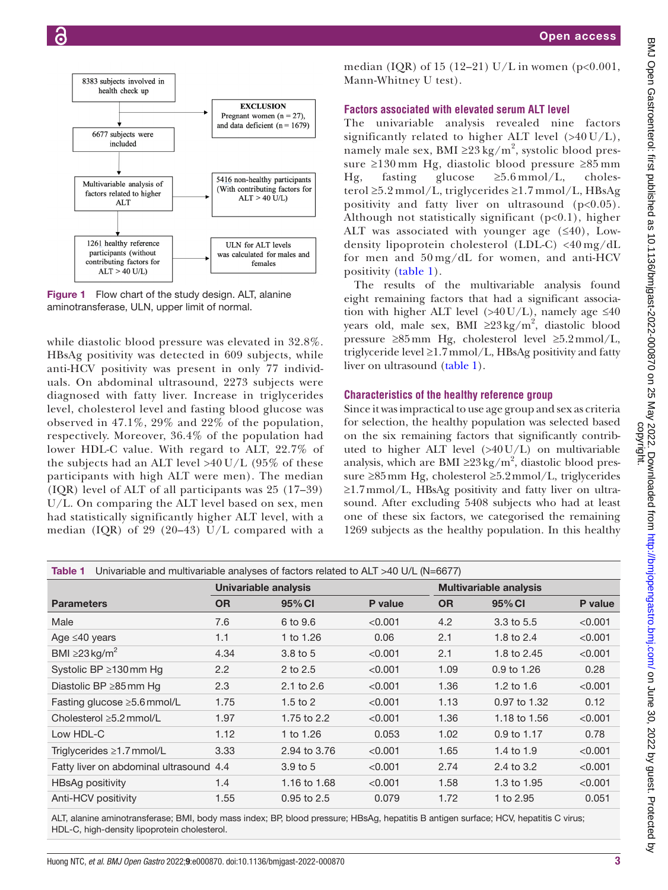8383 subjects involved in health check up

EXCLUSION
Pregnant women (n = 27), and data deficient (n = 1679)

6677 subjects were included

Multivariable analysis of factors related to higher ALT

5416 non-healthy participants (With contributing factors for ALT > 40 U/L)

1261 healthy reference participants (without contributing factors for ALT > 40 U/L)

ULN for ALT levels was calculated for males and females

**Figure 1** Flow chart of the study design. ALT, alanine aminotransferase, ULN, upper limit of normal.

while diastolic blood pressure was elevated in 32.8%. HBsAg positivity was detected in 609 subjects, while anti-HCV positivity was present in only 77 individuals. On abdominal ultrasound, 2273 subjects were diagnosed with fatty liver. Increase in triglycerides level, cholesterol level and fasting blood glucose was observed in 47.1%, 29% and 22% of the population, respectively. Moreover, 36.4% of the population had lower HDL-C value. With regard to ALT, 22.7% of the subjects had an ALT level >40 U/L (95% of these participants with high ALT were men). The median (IQR) level of ALT of all participants was 25 (17–39) U/L. On comparing the ALT level based on sex, men had statistically significantly higher ALT level, with a median (IQR) of 29 (20–43) U/L compared with a median (IQR) of 15 (12–21) U/L in women (p<0.001, Mann-Whitney U test).

## Factors associated with elevated serum ALT level

The univariable analysis revealed nine factors significantly related to higher ALT level (>40 U/L), namely male sex, BMI ≥23 kg/m$^2$, systolic blood pressure ≥130 mm Hg, diastolic blood pressure ≥85 mm Hg, fasting glucose ≥5.6 mmol/L, cholesterol ≥5.2 mmol/L, triglycerides ≥1.7 mmol/L, HBsAg positivity and fatty liver on ultrasound (p<0.05). Although not statistically significant (p<0.1), higher ALT was associated with younger age (≤40), Low-density lipoprotein cholesterol (LDL-C) <40 mg/dL for men and 50 mg/dL for women, and anti-HCV positivity (table 1).

The results of the multivariable analysis found eight remaining factors that had a significant association with higher ALT level (>40 U/L), namely age ≤40 years old, male sex, BMI ≥23 kg/m$^2$, diastolic blood pressure ≥85 mm Hg, cholesterol level ≥5.2 mmol/L, triglyceride level ≥1.7 mmol/L, HBsAg positivity and fatty liver on ultrasound (table 1).

## Characteristics of the healthy reference group

Since it was impractical to use age group and sex as criteria for selection, the healthy population was selected based on the six remaining factors that significantly contributed to higher ALT level (>40 U/L) on multivariable analysis, which are BMI ≥23 kg/m$^2$, diastolic blood pressure ≥85 mm Hg, cholesterol ≥5.2 mmol/L, triglycerides ≥1.7 mmol/L, HBsAg positivity and fatty liver on ultrasound. After excluding 5408 subjects who had at least one of these six factors, we categorised the remaining 1269 subjects as the healthy population. In this healthy

**Table 1** Univariable and multivariable analyses of factors related to ALT >40 U/L (N=6677)

| | Univariable analysis | | | Multivariable analysis | | |
|---|---|---|---|---|---|---|
| **Parameters** | **OR** | **95% CI** | **P value** | **OR** | **95% CI** | **P value** |
| Male | 7.6 | 6 to 9.6 | <0.001 | 4.2 | 3.3 to 5.5 | <0.001 |
| Age ≤40 years | 1.1 | 1 to 1.26 | 0.06 | 2.1 | 1.8 to 2.4 | <0.001 |
| BMI ≥23 kg/m$^2$ | 4.34 | 3.8 to 5 | <0.001 | 2.1 | 1.8 to 2.45 | <0.001 |
| Systolic BP ≥130 mm Hg | 2.2 | 2 to 2.5 | <0.001 | 1.09 | 0.9 to 1.26 | 0.28 |
| Diastolic BP ≥85 mm Hg | 2.3 | 2.1 to 2.6 | <0.001 | 1.36 | 1.2 to 1.6 | <0.001 |
| Fasting glucose ≥5.6 mmol/L | 1.75 | 1.5 to 2 | <0.001 | 1.13 | 0.97 to 1.32 | 0.12 |
| Cholesterol ≥5.2 mmol/L | 1.97 | 1.75 to 2.2 | <0.001 | 1.36 | 1.18 to 1.56 | <0.001 |
| Low HDL-C | 1.12 | 1 to 1.26 | 0.053 | 1.02 | 0.9 to 1.17 | 0.78 |
| Triglycerides ≥1.7 mmol/L | 3.33 | 2.94 to 3.76 | <0.001 | 1.65 | 1.4 to 1.9 | <0.001 |
| Fatty liver on abdominal ultrasound | 4.4 | 3.9 to 5 | <0.001 | 2.74 | 2.4 to 3.2 | <0.001 |
| HBsAg positivity | 1.4 | 1.16 to 1.68 | <0.001 | 1.58 | 1.3 to 1.95 | <0.001 |
| Anti-HCV positivity | 1.55 | 0.95 to 2.5 | 0.079 | 1.72 | 1 to 2.95 | 0.051 |

ALT, alanine aminotransferase; BMI, body mass index; BP, blood pressure; HBsAg, hepatitis B antigen surface; HCV, hepatitis C virus; HDL-C, high-density lipoprotein cholesterol.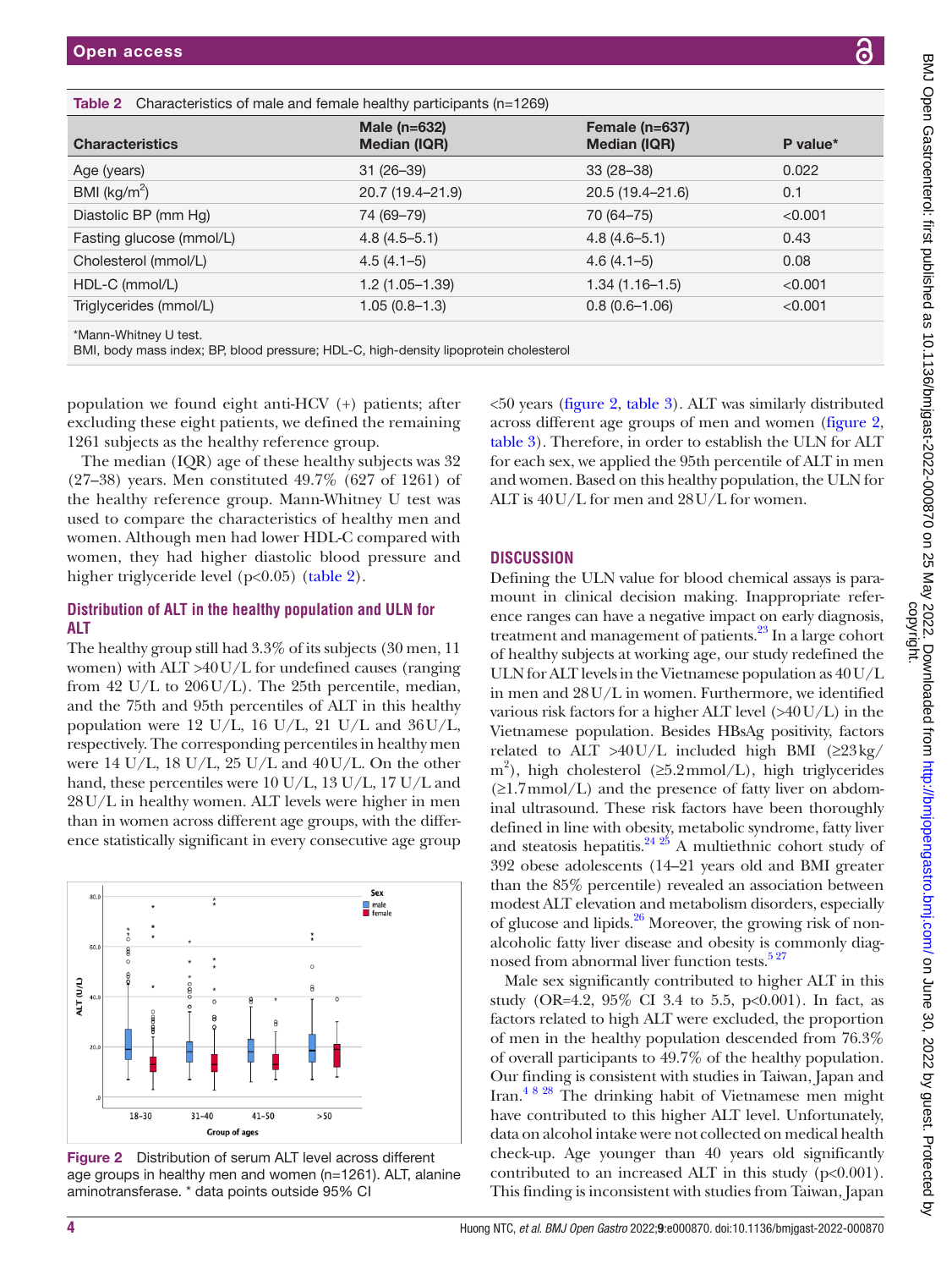Table 2 Characteristics of male and female healthy participants (n=1269)

| Characteristics | Male (n=632) Median (IQR) | Female (n=637) Median (IQR) | P value* |
|---|---|---|---|
| Age (years) | 31 (26–39) | 33 (28–38) | 0.022 |
| BMI (kg/m$^2$) | 20.7 (19.4–21.9) | 20.5 (19.4–21.6) | 0.1 |
| Diastolic BP (mm Hg) | 74 (69–79) | 70 (64–75) | <0.001 |
| Fasting glucose (mmol/L) | 4.8 (4.5–5.1) | 4.8 (4.6–5.1) | 0.43 |
| Cholesterol (mmol/L) | 4.5 (4.1–5) | 4.6 (4.1–5) | 0.08 |
| HDL-C (mmol/L) | 1.2 (1.05–1.39) | 1.34 (1.16–1.5) | <0.001 |
| Triglycerides (mmol/L) | 1.05 (0.8–1.3) | 0.8 (0.6–1.06) | <0.001 |

*Mann-Whitney U test.
BMI, body mass index; BP, blood pressure; HDL-C, high-density lipoprotein cholesterol

population we found eight anti-HCV (+) patients; after excluding these eight patients, we defined the remaining 1261 subjects as the healthy reference group.

The median (IQR) age of these healthy subjects was 32 (27–38) years. Men constituted 49.7% (627 of 1261) of the healthy reference group. Mann-Whitney U test was used to compare the characteristics of healthy men and women. Although men had lower HDL-C compared with women, they had higher diastolic blood pressure and higher triglyceride level ($p<0.05$) (table 2).

### Distribution of ALT in the healthy population and ULN for ALT

The healthy group still had 3.3% of its subjects (30 men, 11 women) with ALT >40 U/L for undefined causes (ranging from 42 U/L to 206 U/L). The 25th percentile, median, and the 75th and 95th percentiles of ALT in this healthy population were 12 U/L, 16 U/L, 21 U/L and 36 U/L, respectively. The corresponding percentiles in healthy men were 14 U/L, 18 U/L, 25 U/L and 40 U/L. On the other hand, these percentiles were 10 U/L, 13 U/L, 17 U/L and 28 U/L in healthy women. ALT levels were higher in men than in women across different age groups, with the difference statistically significant in every consecutive age group <50 years (figure 2, table 3). ALT was similarly distributed across different age groups of men and women (figure 2, table 3). Therefore, in order to establish the ULN for ALT for each sex, we applied the 95th percentile of ALT in men and women. Based on this healthy population, the ULN for ALT is 40 U/L for men and 28 U/L for women.

Sex
male
female
80.0
60.0
40.0
20.0
.0
ALT (U/L)
18–30
31–40
41–50
>50
Group of ages

Figure 2 Distribution of serum ALT level across different age groups in healthy men and women (n=1261). ALT, alanine aminotransferase. * data points outside 95% CI

## DISCUSSION

Defining the ULN value for blood chemical assays is paramount in clinical decision making. Inappropriate reference ranges can have a negative impact on early diagnosis, treatment and management of patients.[23] In a large cohort of healthy subjects at working age, our study redefined the ULN for ALT levels in the Vietnamese population as 40 U/L in men and 28 U/L in women. Furthermore, we identified various risk factors for a higher ALT level (>40 U/L) in the Vietnamese population. Besides HBsAg positivity, factors related to ALT >40 U/L included high BMI (≥23 kg/m$^2$), high cholesterol (≥5.2 mmol/L), high triglycerides (≥1.7 mmol/L) and the presence of fatty liver on abdominal ultrasound. These risk factors have been thoroughly defined in line with obesity, metabolic syndrome, fatty liver and steatosis hepatitis.[24 25] A multiethnic cohort study of 392 obese adolescents (14–21 years old and BMI greater than the 85% percentile) revealed an association between modest ALT elevation and metabolism disorders, especially of glucose and lipids.[26] Moreover, the growing risk of non-alcoholic fatty liver disease and obesity is commonly diagnosed from abnormal liver function tests.[5 27]

Male sex significantly contributed to higher ALT in this study (OR=4.2, 95% CI 3.4 to 5.5, $p<0.001$). In fact, as factors related to high ALT were excluded, the proportion of men in the healthy population descended from 76.3% of overall participants to 49.7% of the healthy population. Our finding is consistent with studies in Taiwan, Japan and Iran.[4 8 28] The drinking habit of Vietnamese men might have contributed to this higher ALT level. Unfortunately, data on alcohol intake were not collected on medical health check-up. Age younger than 40 years old significantly contributed to an increased ALT in this study ($p<0.001$). This finding is inconsistent with studies from Taiwan, Japan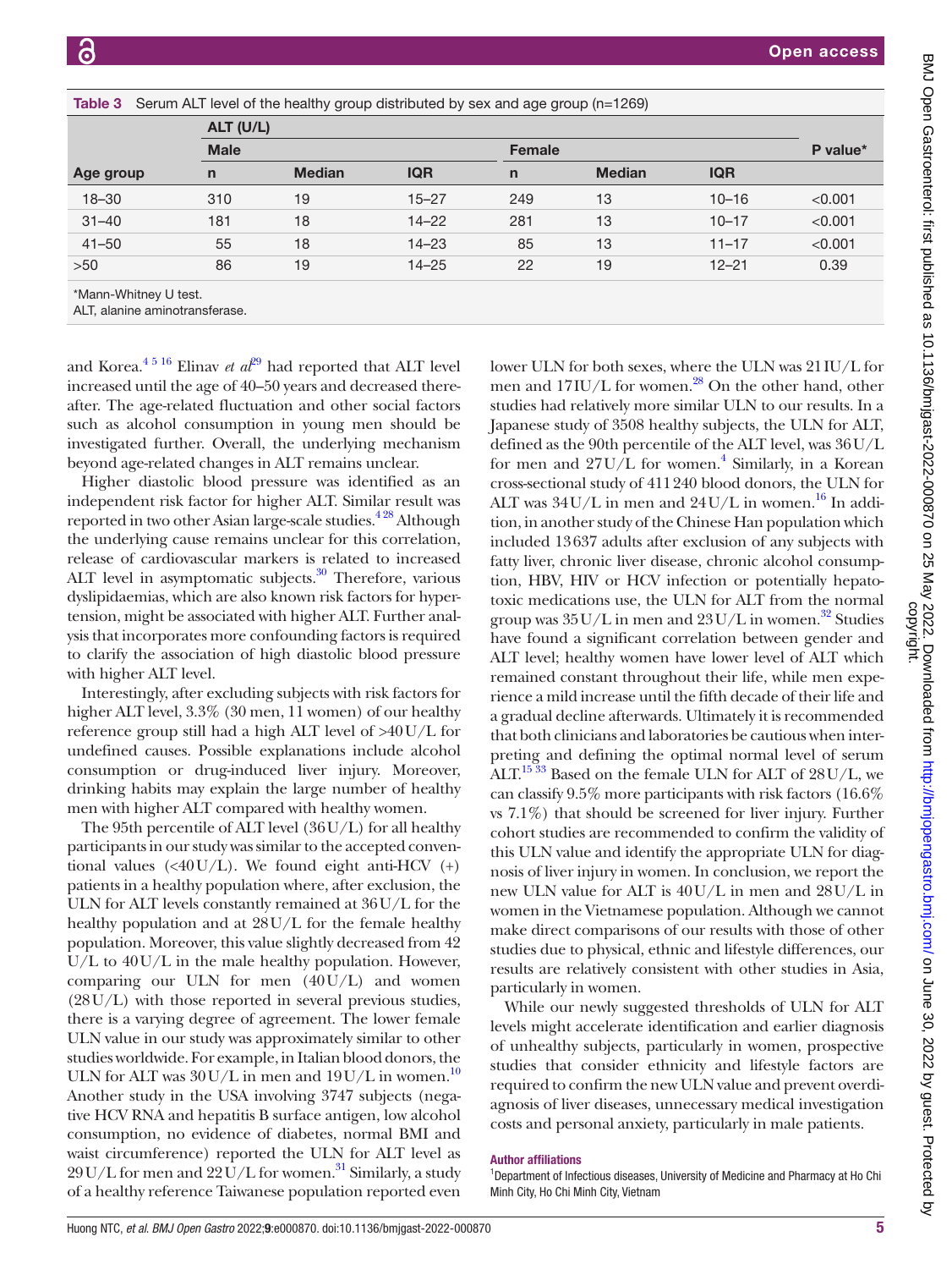Table 3 Serum ALT level of the healthy group distributed by sex and age group (n=1269)

| Age group | ALT (U/L) | | | | | | P value* |
|---|---|---|---|---|---|---|---|
| | Male | | | Female | | | |
| | n | Median | IQR | n | Median | IQR | |
| 18–30 | 310 | 19 | 15–27 | 249 | 13 | 10–16 | <0.001 |
| 31–40 | 181 | 18 | 14–22 | 281 | 13 | 10–17 | <0.001 |
| 41–50 | 55 | 18 | 14–23 | 85 | 13 | 11–17 | <0.001 |
| >50 | 86 | 19 | 14–25 | 22 | 19 | 12–21 | 0.39 |

*Mann-Whitney U test.
ALT, alanine aminotransferase.

and Korea.[4 5 16] Elinav *et al*[29] had reported that ALT level increased until the age of 40–50 years and decreased thereafter. The age-related fluctuation and other social factors such as alcohol consumption in young men should be investigated further. Overall, the underlying mechanism beyond age-related changes in ALT remains unclear.

Higher diastolic blood pressure was identified as an independent risk factor for higher ALT. Similar result was reported in two other Asian large-scale studies.[4 28] Although the underlying cause remains unclear for this correlation, release of cardiovascular markers is related to increased ALT level in asymptomatic subjects.[30] Therefore, various dyslipidaemias, which are also known risk factors for hypertension, might be associated with higher ALT. Further analysis that incorporates more confounding factors is required to clarify the association of high diastolic blood pressure with higher ALT level.

Interestingly, after excluding subjects with risk factors for higher ALT level, 3.3% (30 men, 11 women) of our healthy reference group still had a high ALT level of >40 U/L for undefined causes. Possible explanations include alcohol consumption or drug-induced liver injury. Moreover, drinking habits may explain the large number of healthy men with higher ALT compared with healthy women.

The 95th percentile of ALT level (36 U/L) for all healthy participants in our study was similar to the accepted conventional values (<40 U/L). We found eight anti-HCV (+) patients in a healthy population where, after exclusion, the ULN for ALT levels constantly remained at 36 U/L for the healthy population and at 28 U/L for the female healthy population. Moreover, this value slightly decreased from 42 U/L to 40 U/L in the male healthy population. However, comparing our ULN for men (40 U/L) and women (28 U/L) with those reported in several previous studies, there is a varying degree of agreement. The lower female ULN value in our study was approximately similar to other studies worldwide. For example, in Italian blood donors, the ULN for ALT was 30 U/L in men and 19 U/L in women.[10] Another study in the USA involving 3747 subjects (negative HCV RNA and hepatitis B surface antigen, low alcohol consumption, no evidence of diabetes, normal BMI and waist circumference) reported the ULN for ALT level as 29 U/L for men and 22 U/L for women.[31] Similarly, a study of a healthy reference Taiwanese population reported even lower ULN for both sexes, where the ULN was 21 IU/L for men and 17 IU/L for women.[28] On the other hand, other studies had relatively more similar ULN to our results. In a Japanese study of 3508 healthy subjects, the ULN for ALT, defined as the 90th percentile of the ALT level, was 36 U/L for men and 27 U/L for women.[4] Similarly, in a Korean cross-sectional study of 411 240 blood donors, the ULN for ALT was 34 U/L in men and 24 U/L in women.[16] In addition, in another study of the Chinese Han population which included 13 637 adults after exclusion of any subjects with fatty liver, chronic liver disease, chronic alcohol consumption, HBV, HIV or HCV infection or potentially hepatotoxic medications use, the ULN for ALT from the normal group was 35 U/L in men and 23 U/L in women.[32] Studies have found a significant correlation between gender and ALT level; healthy women have lower level of ALT which remained constant throughout their life, while men experience a mild increase until the fifth decade of their life and a gradual decline afterwards. Ultimately it is recommended that both clinicians and laboratories be cautious when interpreting and defining the optimal normal level of serum ALT.[15 33] Based on the female ULN for ALT of 28 U/L, we can classify 9.5% more participants with risk factors (16.6% vs 7.1%) that should be screened for liver injury. Further cohort studies are recommended to confirm the validity of this ULN value and identify the appropriate ULN for diagnosis of liver injury in women. In conclusion, we report the new ULN value for ALT is 40 U/L in men and 28 U/L in women in the Vietnamese population. Although we cannot make direct comparisons of our results with those of other studies due to physical, ethnic and lifestyle differences, our results are relatively consistent with other studies in Asia, particularly in women.

While our newly suggested thresholds of ULN for ALT levels might accelerate identification and earlier diagnosis of unhealthy subjects, particularly in women, prospective studies that consider ethnicity and lifestyle factors are required to confirm the new ULN value and prevent overdiagnosis of liver diseases, unnecessary medical investigation costs and personal anxiety, particularly in male patients.

**Author affiliations**

[1]Department of Infectious diseases, University of Medicine and Pharmacy at Ho Chi Minh City, Ho Chi Minh City, Vietnam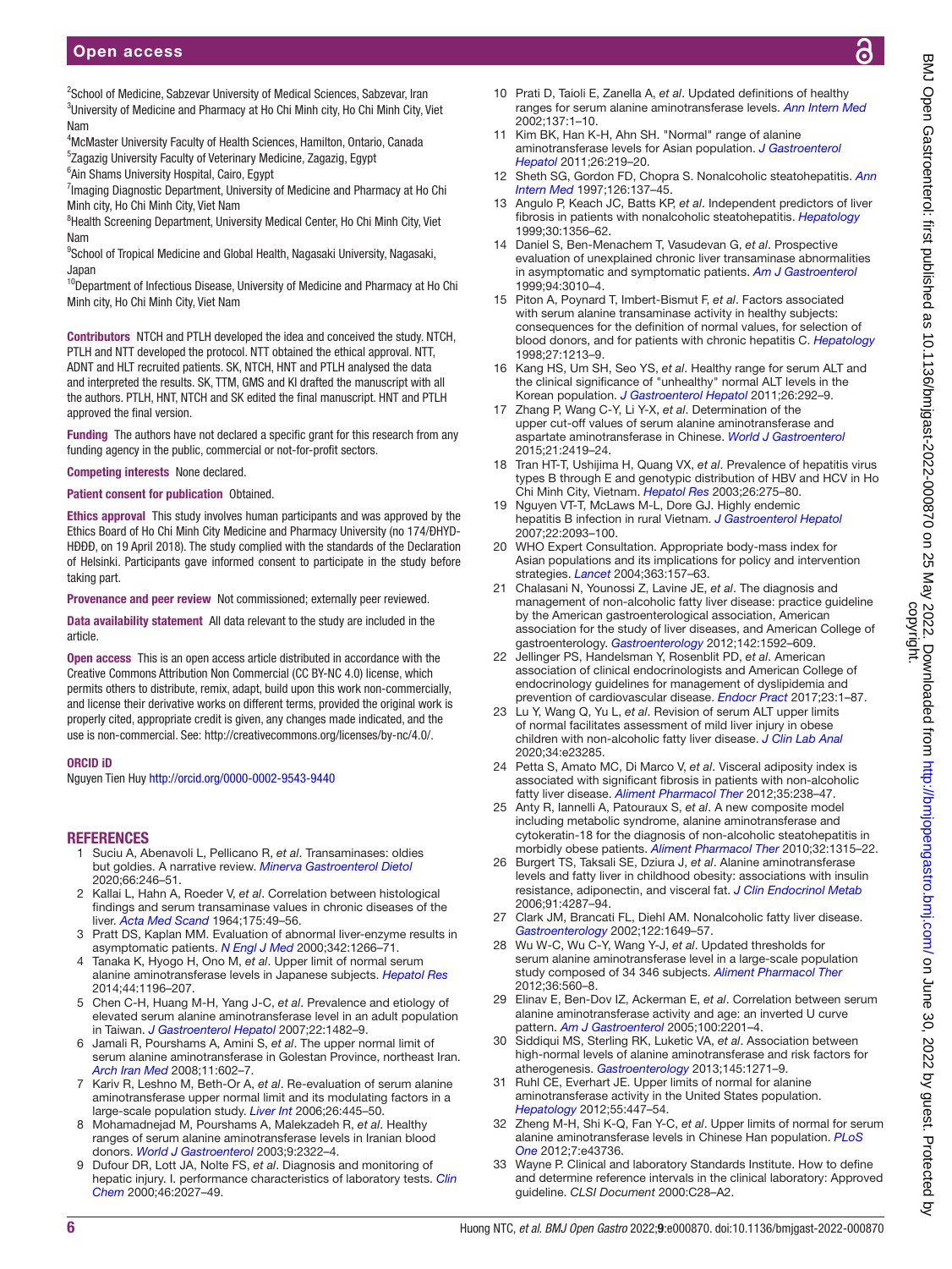[2]School of Medicine, Sabzevar University of Medical Sciences, Sabzevar, Iran
[3]University of Medicine and Pharmacy at Ho Chi Minh city, Ho Chi Minh City, Viet Nam
[4]McMaster University Faculty of Health Sciences, Hamilton, Ontario, Canada
[5]Zagazig University Faculty of Veterinary Medicine, Zagazig, Egypt
[6]Ain Shams University Hospital, Cairo, Egypt
[7]Imaging Diagnostic Department, University of Medicine and Pharmacy at Ho Chi Minh city, Ho Chi Minh City, Viet Nam
[8]Health Screening Department, University Medical Center, Ho Chi Minh City, Viet Nam
[9]School of Tropical Medicine and Global Health, Nagasaki University, Nagasaki, Japan
[10]Department of Infectious Disease, University of Medicine and Pharmacy at Ho Chi Minh city, Ho Chi Minh City, Viet Nam

**Contributors** NTCH and PTLH developed the idea and conceived the study. NTCH, PTLH and NTT developed the protocol. NTT obtained the ethical approval. NTT, ADNT and HLT recruited patients. SK, NTCH, HNT and PTLH analysed the data and interpreted the results. SK, TTM, GMS and KI drafted the manuscript with all the authors. PTLH, HNT, NTCH and SK edited the final manuscript. HNT and PTLH approved the final version.

**Funding** The authors have not declared a specific grant for this research from any funding agency in the public, commercial or not-for-profit sectors.

**Competing interests** None declared.

**Patient consent for publication** Obtained.

**Ethics approval** This study involves human participants and was approved by the Ethics Board of Ho Chi Minh City Medicine and Pharmacy University (no 174/ĐHYD-HĐĐĐ, on 19 April 2018). The study complied with the standards of the Declaration of Helsinki. Participants gave informed consent to participate in the study before taking part.

**Provenance and peer review** Not commissioned; externally peer reviewed.

**Data availability statement** All data relevant to the study are included in the article.

**Open access** This is an open access article distributed in accordance with the Creative Commons Attribution Non Commercial (CC BY-NC 4.0) license, which permits others to distribute, remix, adapt, build upon this work non-commercially, and license their derivative works on different terms, provided the original work is properly cited, appropriate credit is given, any changes made indicated, and the use is non-commercial. See: http://creativecommons.org/licenses/by-nc/4.0/.

**ORCID iD**

Nguyen Tien Huy http://orcid.org/0000-0002-9543-9440

## REFERENCES

1. Suciu A, Abenavoli L, Pellicano R, *et al*. Transaminases: oldies but goldies. A narrative review. *Minerva Gastroenterol Dietol* 2020;66:246–51.
2. Kallai L, Hahn A, Roeder V, *et al*. Correlation between histological findings and serum transaminase values in chronic diseases of the liver. *Acta Med Scand* 1964;175:49–56.
3. Pratt DS, Kaplan MM. Evaluation of abnormal liver-enzyme results in asymptomatic patients. *N Engl J Med* 2000;342:1266–71.
4. Tanaka K, Hyogo H, Ono M, *et al*. Upper limit of normal serum alanine aminotransferase levels in Japanese subjects. *Hepatol Res* 2014;44:1196–207.
5. Chen C-H, Huang M-H, Yang J-C, *et al*. Prevalence and etiology of elevated serum alanine aminotransferase level in an adult population in Taiwan. *J Gastroenterol Hepatol* 2007;22:1482–9.
6. Jamali R, Pourshams A, Amini S, *et al*. The upper normal limit of serum alanine aminotransferase in Golestan Province, northeast Iran. *Arch Iran Med* 2008;11:602–7.
7. Kariv R, Leshno M, Beth-Or A, *et al*. Re-evaluation of serum alanine aminotransferase upper normal limit and its modulating factors in a large-scale population study. *Liver Int* 2006;26:445–50.
8. Mohamadnejad M, Pourshams A, Malekzadeh R, *et al*. Healthy ranges of serum alanine aminotransferase levels in Iranian blood donors. *World J Gastroenterol* 2003;9:2322–4.
9. Dufour DR, Lott JA, Nolte FS, *et al*. Diagnosis and monitoring of hepatic injury. I. performance characteristics of laboratory tests. *Clin Chem* 2000;46:2027–49.
10. Prati D, Taioli E, Zanella A, *et al*. Updated definitions of healthy ranges for serum alanine aminotransferase levels. *Ann Intern Med* 2002;137:1–10.
11. Kim BK, Han K-H, Ahn SH. "Normal" range of alanine aminotransferase levels for Asian population. *J Gastroenterol Hepatol* 2011;26:219–20.
12. Sheth SG, Gordon FD, Chopra S. Nonalcoholic steatohepatitis. *Ann Intern Med* 1997;126:137–45.
13. Angulo P, Keach JC, Batts KP, *et al*. Independent predictors of liver fibrosis in patients with nonalcoholic steatohepatitis. *Hepatology* 1999;30:1356–62.
14. Daniel S, Ben-Menachem T, Vasudevan G, *et al*. Prospective evaluation of unexplained chronic liver transaminase abnormalities in asymptomatic and symptomatic patients. *Am J Gastroenterol* 1999;94:3010–4.
15. Piton A, Poynard T, Imbert-Bismut F, *et al*. Factors associated with serum alanine transaminase activity in healthy subjects: consequences for the definition of normal values, for selection of blood donors, and for patients with chronic hepatitis C. *Hepatology* 1998;27:1213–9.
16. Kang HS, Um SH, Seo YS, *et al*. Healthy range for serum ALT and the clinical significance of "unhealthy" normal ALT levels in the Korean population. *J Gastroenterol Hepatol* 2011;26:292–9.
17. Zhang P, Wang C-Y, Li Y-X, *et al*. Determination of the upper cut-off values of serum alanine aminotransferase and aspartate aminotransferase in Chinese. *World J Gastroenterol* 2015;21:2419–24.
18. Tran HT-T, Ushijima H, Quang VX, *et al*. Prevalence of hepatitis virus types B through E and genotypic distribution of HBV and HCV in Ho Chi Minh City, Vietnam. *Hepatol Res* 2003;26:275–80.
19. Nguyen VT-T, McLaws M-L, Dore GJ. Highly endemic hepatitis B infection in rural Vietnam. *J Gastroenterol Hepatol* 2007;22:2093–100.
20. WHO Expert Consultation. Appropriate body-mass index for Asian populations and its implications for policy and intervention strategies. *Lancet* 2004;363:157–63.
21. Chalasani N, Younossi Z, Lavine JE, *et al*. The diagnosis and management of non-alcoholic fatty liver disease: practice guideline by the American gastroenterological association, American association for the study of liver diseases, and American College of gastroenterology. *Gastroenterology* 2012;142:1592–609.
22. Jellinger PS, Handelsman Y, Rosenblit PD, *et al*. American association of clinical endocrinologists and American College of endocrinology guidelines for management of dyslipidemia and prevention of cardiovascular disease. *Endocr Pract* 2017;23:1–87.
23. Lu Y, Wang Q, Yu L, *et al*. Revision of serum ALT upper limits of normal facilitates assessment of mild liver injury in obese children with non-alcoholic fatty liver disease. *J Clin Lab Anal* 2020;34:e23285.
24. Petta S, Amato MC, Di Marco V, *et al*. Visceral adiposity index is associated with significant fibrosis in patients with non-alcoholic fatty liver disease. *Aliment Pharmacol Ther* 2012;35:238–47.
25. Anty R, Iannelli A, Patouraux S, *et al*. A new composite model including metabolic syndrome, alanine aminotransferase and cytokeratin-18 for the diagnosis of non-alcoholic steatohepatitis in morbidly obese patients. *Aliment Pharmacol Ther* 2010;32:1315–22.
26. Burgert TS, Taksali SE, Dziura J, *et al*. Alanine aminotransferase levels and fatty liver in childhood obesity: associations with insulin resistance, adiponectin, and visceral fat. *J Clin Endocrinol Metab* 2006;91:4287–94.
27. Clark JM, Brancati FL, Diehl AM. Nonalcoholic fatty liver disease. *Gastroenterology* 2002;122:1649–57.
28. Wu W-C, Wu C-Y, Wang Y-J, *et al*. Updated thresholds for serum alanine aminotransferase level in a large-scale population study composed of 34 346 subjects. *Aliment Pharmacol Ther* 2012;36:560–8.
29. Elinav E, Ben-Dov IZ, Ackerman E, *et al*. Correlation between serum alanine aminotransferase activity and age: an inverted U curve pattern. *Am J Gastroenterol* 2005;100:2201–4.
30. Siddiqui MS, Sterling RK, Luketic VA, *et al*. Association between high-normal levels of alanine aminotransferase and risk factors for atherogenesis. *Gastroenterology* 2013;145:1271–9.
31. Ruhl CE, Everhart JE. Upper limits of normal for alanine aminotransferase activity in the United States population. *Hepatology* 2012;55:447–54.
32. Zheng M-H, Shi K-Q, Fan Y-C, *et al*. Upper limits of normal for serum alanine aminotransferase levels in Chinese Han population. *PLoS One* 2012;7:e43736.
33. Wayne P. Clinical and laboratory Standards Institute. How to define and determine reference intervals in the clinical laboratory: Approved guideline. *CLSI Document* 2000:C28–A2.